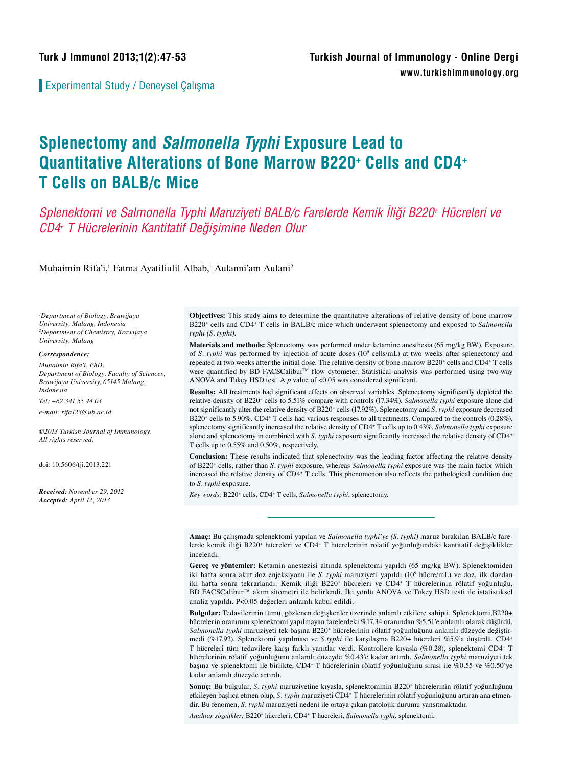Experimental Study / Deneysel Çalışma

# Splenectomy and *Salmonella Typhi* Exposure Lead to Quantitative Alterations of Bone Marrow B220+ Cells and CD4+ T Cells on BALB/c Mice

## *Splenektomi ve Salmonella Typhi Maruziyeti BALB/c Farelerde Kemik İliği B220+ Hücreleri ve CD4+ T Hücrelerinin Kantitatif Değişimine Neden Olur*

Muhaimin Rifa'i,[1] Fatma Ayatiliulil Albab,[1] Aulanni'am Aulani[2]

*[1]Department of Biology, Brawijaya University, Malang, Indonesia*
*[2]Department of Chemistry, Brawijaya University, Malang*

***Correspondence:***
*Muhaimin Rifa'i, PhD.*
*Department of Biology, Faculty of Sciences, Brawijaya University, 65145 Malang, Indonesia*
*Tel: +62 341 55 44 03*
*e-mail: rifa123@ub.ac.id*

*©2013 Turkish Journal of Immunology. All rights reserved.*

doi: 10.5606/tji.2013.221

***Received:*** *November 29, 2012*
***Accepted:*** *April 12, 2013*

**Objectives:** This study aims to determine the quantitative alterations of relative density of bone marrow B220+ cells and CD4+ T cells in BALB/c mice which underwent splenectomy and exposed to *Salmonella typhi (S. typhi).*

**Materials and methods:** Splenectomy was performed under ketamine anesthesia (65 mg/kg BW). Exposure of *S. typhi* was performed by injection of acute doses ($10^9$ cells/mL) at two weeks after splenectomy and repeated at two weeks after the initial dose. The relative density of bone marrow B220+ cells and CD4+ T cells were quantified by BD FACSCalibur™ flow cytometer. Statistical analysis was performed using two-way ANOVA and Tukey HSD test. A *p* value of <0.05 was considered significant.

**Results:** All treatments had significant effects on observed variables. Splenectomy significantly depleted the relative density of B220+ cells to 5.51% compare with controls (17.34%). *Salmonella typhi* exposure alone did not significantly alter the relative density of B220+ cells (17.92%). Splenectomy and *S. typhi* exposure decreased B220+ cells to 5.90%. CD4+ T cells had various responses to all treatments. Compared to the controls (0.28%), splenectomy significantly increased the relative density of CD4+ T cells up to 0.43%. *Salmonella typhi* exposure alone and splenectomy in combined with *S. typhi* exposure significantly increased the relative density of CD4+ T cells up to 0.55% and 0.50%, respectively.

**Conclusion:** These results indicated that splenectomy was the leading factor affecting the relative density of B220+ cells, rather than *S. typhi* exposure, whereas *Salmonella typhi* exposure was the main factor which increased the relative density of CD4+ T cells. This phenomenon also reflects the pathological condition due to *S. typhi* exposure.

*Key words:* B220+ cells, CD4+ T cells, *Salmonella typhi*, splenectomy.

---

**Amaç:** Bu çalışmada splenektomi yapılan ve *Salmonella typhi'ye (S. typhi)* maruz bırakılan BALB/c farelerde kemik iliği B220+ hücreleri ve CD4+ T hücrelerinin rölatif yoğunluğundaki kantitatif değişiklikler incelendi.

**Gereç ve yöntemler:** Ketamin anestezisi altında splenektomi yapıldı (65 mg/kg BW). Splenektomiden iki hafta sonra akut doz enjeksiyonu ile *S. typhi* maruziyeti yapıldı ($10^9$ hücre/mL) ve doz, ilk dozdan iki hafta sonra tekrarlandı. Kemik iliği B220+ hücreleri ve CD4+ T hücrelerinin rölatif yoğunluğu, BD FACSCalibur™ akım sitometri ile belirlendi. İki yönlü ANOVA ve Tukey HSD testi ile istatistiksel analiz yapıldı. P<0.05 değerleri anlamlı kabul edildi.

**Bulgular:** Tedavilerinin tümü, gözlenen değişkenler üzerinde anlamlı etkilere sahipti. Splenektomi,B220+ hücrelerin oranınını splenektomi yapılmayan farelerdeki %17.34 oranından %5.51'e anlamlı olarak düşürdü. *Salmonella typhi* maruziyeti tek başına B220+ hücrelerinin rölatif yoğunluğunu anlamlı düzeyde değiştirmedi (%17.92). Splenektomi yapılması ve *S.typhi* ile karşılaşma B220+ hücreleri %5.9'a düşürdü. CD4+ T hücreleri tüm tedavilere karşı farklı yanıtlar verdi. Kontrollere kıyasla (%0.28), splenektomi CD4+ T hücrelerinin rölatif yoğunluğunu anlamlı düzeyde %0.43'e kadar artırdı. *Salmonella typhi* maruziyeti tek başına ve splenektomi ile birlikte, CD4+ T hücrelerinin rölatif yoğunluğunu sırası ile %0.55 ve %0.50'ye kadar anlamlı düzeyde artırdı.

**Sonuç:** Bu bulgular, *S. typhi* maruziyetine kıyasla, splenektominin B220+ hücrelerinin rölatif yoğunluğunu etkileyen başlıca etmen olup, *S. typhi* maruziyeti CD4+ T hücrelerinin rölatif yoğunluğunu artıran ana etmendir. Bu fenomen, *S. typhi* maruziyeti nedeni ile ortaya çıkan patolojik durumu yansıtmaktadır.

*Anahtar sözcükler:* B220+ hücreleri, CD4+ T hücreleri, *Salmonella typhi*, splenektomi.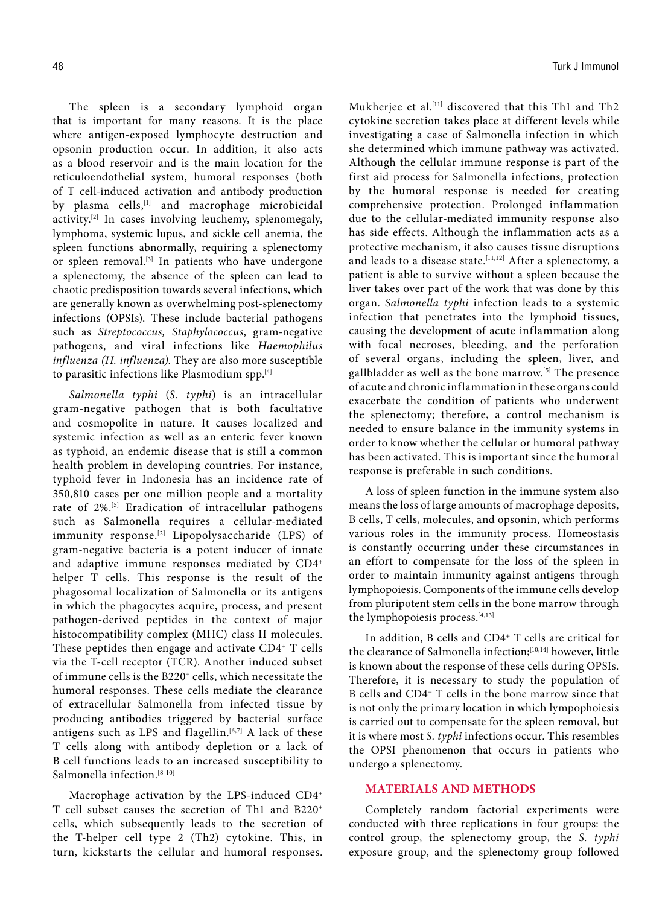The spleen is a secondary lymphoid organ that is important for many reasons. It is the place where antigen-exposed lymphocyte destruction and opsonin production occur. In addition, it also acts as a blood reservoir and is the main location for the reticuloendothelial system, humoral responses (both of T cell-induced activation and antibody production by plasma cells,[1] and macrophage microbicidal activity.[2] In cases involving leuchemy, splenomegaly, lymphoma, systemic lupus, and sickle cell anemia, the spleen functions abnormally, requiring a splenectomy or spleen removal.[3] In patients who have undergone a splenectomy, the absence of the spleen can lead to chaotic predisposition towards several infections, which are generally known as overwhelming post-splenectomy infections (OPSIs). These include bacterial pathogens such as *Streptococcus, Staphylococcus*, gram-negative pathogens, and viral infections like *Haemophilus influenza (H. influenza)*. They are also more susceptible to parasitic infections like Plasmodium spp.[4]

*Salmonella typhi* (*S. typhi*) is an intracellular gram-negative pathogen that is both facultative and cosmopolite in nature. It causes localized and systemic infection as well as an enteric fever known as typhoid, an endemic disease that is still a common health problem in developing countries. For instance, typhoid fever in Indonesia has an incidence rate of 350,810 cases per one million people and a mortality rate of 2%.[5] Eradication of intracellular pathogens such as Salmonella requires a cellular-mediated immunity response.[2] Lipopolysaccharide (LPS) of gram-negative bacteria is a potent inducer of innate and adaptive immune responses mediated by $CD4^+$ helper T cells. This response is the result of the phagosomal localization of Salmonella or its antigens in which the phagocytes acquire, process, and present pathogen-derived peptides in the context of major histocompatibility complex (MHC) class II molecules. These peptides then engage and activate $CD4^+$ T cells via the T-cell receptor (TCR). Another induced subset of immune cells is the $B220^+$ cells, which necessitate the humoral responses. These cells mediate the clearance of extracellular Salmonella from infected tissue by producing antibodies triggered by bacterial surface antigens such as LPS and flagellin.[6,7] A lack of these T cells along with antibody depletion or a lack of B cell functions leads to an increased susceptibility to Salmonella infection.[8-10]

Macrophage activation by the LPS-induced $CD4^+$ T cell subset causes the secretion of Th1 and $B220^+$ cells, which subsequently leads to the secretion of the T-helper cell type 2 (Th2) cytokine. This, in turn, kickstarts the cellular and humoral responses. Mukherjee et al.[11] discovered that this Th1 and Th2 cytokine secretion takes place at different levels while investigating a case of Salmonella infection in which she determined which immune pathway was activated. Although the cellular immune response is part of the first aid process for Salmonella infections, protection by the humoral response is needed for creating comprehensive protection. Prolonged inflammation due to the cellular-mediated immunity response also has side effects. Although the inflammation acts as a protective mechanism, it also causes tissue disruptions and leads to a disease state.[11,12] After a splenectomy, a patient is able to survive without a spleen because the liver takes over part of the work that was done by this organ. *Salmonella typhi* infection leads to a systemic infection that penetrates into the lymphoid tissues, causing the development of acute inflammation along with focal necroses, bleeding, and the perforation of several organs, including the spleen, liver, and gallbladder as well as the bone marrow.[5] The presence of acute and chronic inflammation in these organs could exacerbate the condition of patients who underwent the splenectomy; therefore, a control mechanism is needed to ensure balance in the immunity systems in order to know whether the cellular or humoral pathway has been activated. This is important since the humoral response is preferable in such conditions.

A loss of spleen function in the immune system also means the loss of large amounts of macrophage deposits, B cells, T cells, molecules, and opsonin, which performs various roles in the immunity process. Homeostasis is constantly occurring under these circumstances in an effort to compensate for the loss of the spleen in order to maintain immunity against antigens through lymphopoiesis. Components of the immune cells develop from pluripotent stem cells in the bone marrow through the lymphopoiesis process.[4,13]

In addition, B cells and $CD4^+$ T cells are critical for the clearance of Salmonella infection;[10,14] however, little is known about the response of these cells during OPSIs. Therefore, it is necessary to study the population of B cells and $CD4^+$ T cells in the bone marrow since that is not only the primary location in which lympophoiesis is carried out to compensate for the spleen removal, but it is where most *S. typhi* infections occur. This resembles the OPSI phenomenon that occurs in patients who undergo a splenectomy.

## MATERIALS AND METHODS

Completely random factorial experiments were conducted with three replications in four groups: the control group, the splenectomy group, the *S. typhi* exposure group, and the splenectomy group followed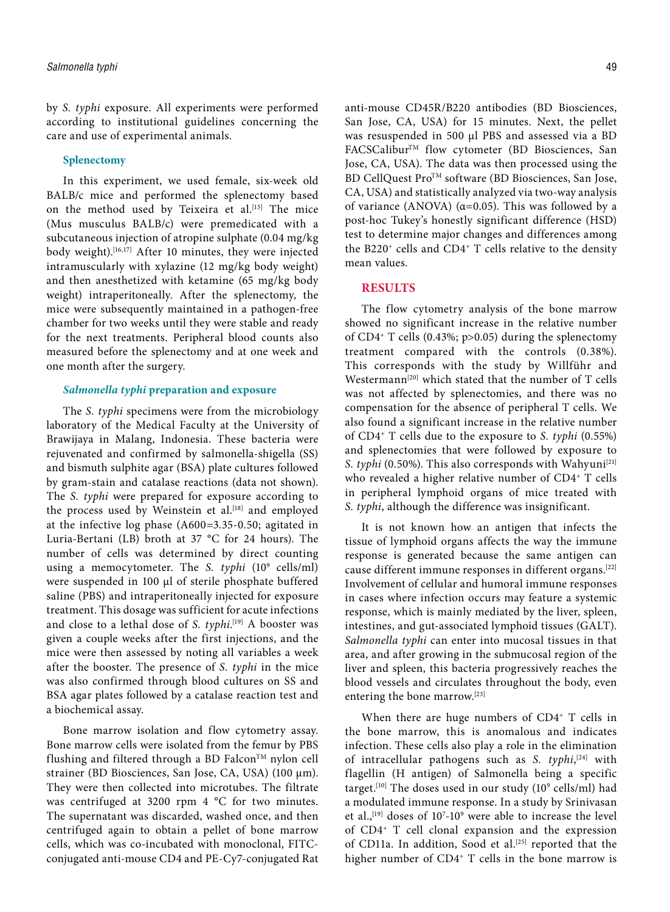by *S. typhi* exposure. All experiments were performed according to institutional guidelines concerning the care and use of experimental animals.

### Splenectomy

In this experiment, we used female, six-week old BALB/c mice and performed the splenectomy based on the method used by Teixeira et al.[15] The mice (Mus musculus BALB/c) were premedicated with a subcutaneous injection of atropine sulphate (0.04 mg/kg body weight).[16,17] After 10 minutes, they were injected intramuscularly with xylazine (12 mg/kg body weight) and then anesthetized with ketamine (65 mg/kg body weight) intraperitoneally. After the splenectomy, the mice were subsequently maintained in a pathogen-free chamber for two weeks until they were stable and ready for the next treatments. Peripheral blood counts also measured before the splenectomy and at one week and one month after the surgery.

### *Salmonella typhi* preparation and exposure

The *S. typhi* specimens were from the microbiology laboratory of the Medical Faculty at the University of Brawijaya in Malang, Indonesia. These bacteria were rejuvenated and confirmed by salmonella-shigella (SS) and bismuth sulphite agar (BSA) plate cultures followed by gram-stain and catalase reactions (data not shown). The *S. typhi* were prepared for exposure according to the process used by Weinstein et al.[18] and employed at the infective log phase (A600=3.35-0.50; agitated in Luria-Bertani (LB) broth at 37 °C for 24 hours). The number of cells was determined by direct counting using a memocytometer. The *S. typhi* ($10^9$ cells/ml) were suspended in 100 µl of sterile phosphate buffered saline (PBS) and intraperitoneally injected for exposure treatment. This dosage was sufficient for acute infections and close to a lethal dose of *S. typhi*.[19] A booster was given a couple weeks after the first injections, and the mice were then assessed by noting all variables a week after the booster. The presence of *S. typhi* in the mice was also confirmed through blood cultures on SS and BSA agar plates followed by a catalase reaction test and a biochemical assay.

Bone marrow isolation and flow cytometry assay. Bone marrow cells were isolated from the femur by PBS flushing and filtered through a BD Falcon™ nylon cell strainer (BD Biosciences, San Jose, CA, USA) (100 µm). They were then collected into microtubes. The filtrate was centrifuged at 3200 rpm 4 °C for two minutes. The supernatant was discarded, washed once, and then centrifuged again to obtain a pellet of bone marrow cells, which was co-incubated with monoclonal, FITC-conjugated anti-mouse CD4 and PE-Cy7-conjugated Rat anti-mouse CD45R/B220 antibodies (BD Biosciences, San Jose, CA, USA) for 15 minutes. Next, the pellet was resuspended in 500 µl PBS and assessed via a BD FACSCalibur™ flow cytometer (BD Biosciences, San Jose, CA, USA). The data was then processed using the BD CellQuest Pro™ software (BD Biosciences, San Jose, CA, USA) and statistically analyzed via two-way analysis of variance (ANOVA) ($\alpha$=0.05). This was followed by a post-hoc Tukey's honestly significant difference (HSD) test to determine major changes and differences among the $B220^+$ cells and $CD4^+$ T cells relative to the density mean values.

## RESULTS

The flow cytometry analysis of the bone marrow showed no significant increase in the relative number of $CD4^+$ T cells (0.43%; $p>0.05$) during the splenectomy treatment compared with the controls (0.38%). This corresponds with the study by Willführ and Westermann[20] which stated that the number of T cells was not affected by splenectomies, and there was no compensation for the absence of peripheral T cells. We also found a significant increase in the relative number of $CD4^+$ T cells due to the exposure to *S. typhi* (0.55%) and splenectomies that were followed by exposure to *S. typhi* (0.50%). This also corresponds with Wahyuni[21] who revealed a higher relative number of $CD4^+$ T cells in peripheral lymphoid organs of mice treated with *S. typhi*, although the difference was insignificant.

It is not known how an antigen that infects the tissue of lymphoid organs affects the way the immune response is generated because the same antigen can cause different immune responses in different organs.[22] Involvement of cellular and humoral immune responses in cases where infection occurs may feature a systemic response, which is mainly mediated by the liver, spleen, intestines, and gut-associated lymphoid tissues (GALT). *Salmonella typhi* can enter into mucosal tissues in that area, and after growing in the submucosal region of the liver and spleen, this bacteria progressively reaches the blood vessels and circulates throughout the body, even entering the bone marrow.[23]

When there are huge numbers of $CD4^+$ T cells in the bone marrow, this is anomalous and indicates infection. These cells also play a role in the elimination of intracellular pathogens such as *S. typhi*,[24] with flagellin (H antigen) of Salmonella being a specific target.[10] The doses used in our study ($10^9$ cells/ml) had a modulated immune response. In a study by Srinivasan et al.,[19] doses of $10^7$-$10^9$ were able to increase the level of $CD4^+$ T cell clonal expansion and the expression of CD11a. In addition, Sood et al.[25] reported that the higher number of $CD4^+$ T cells in the bone marrow is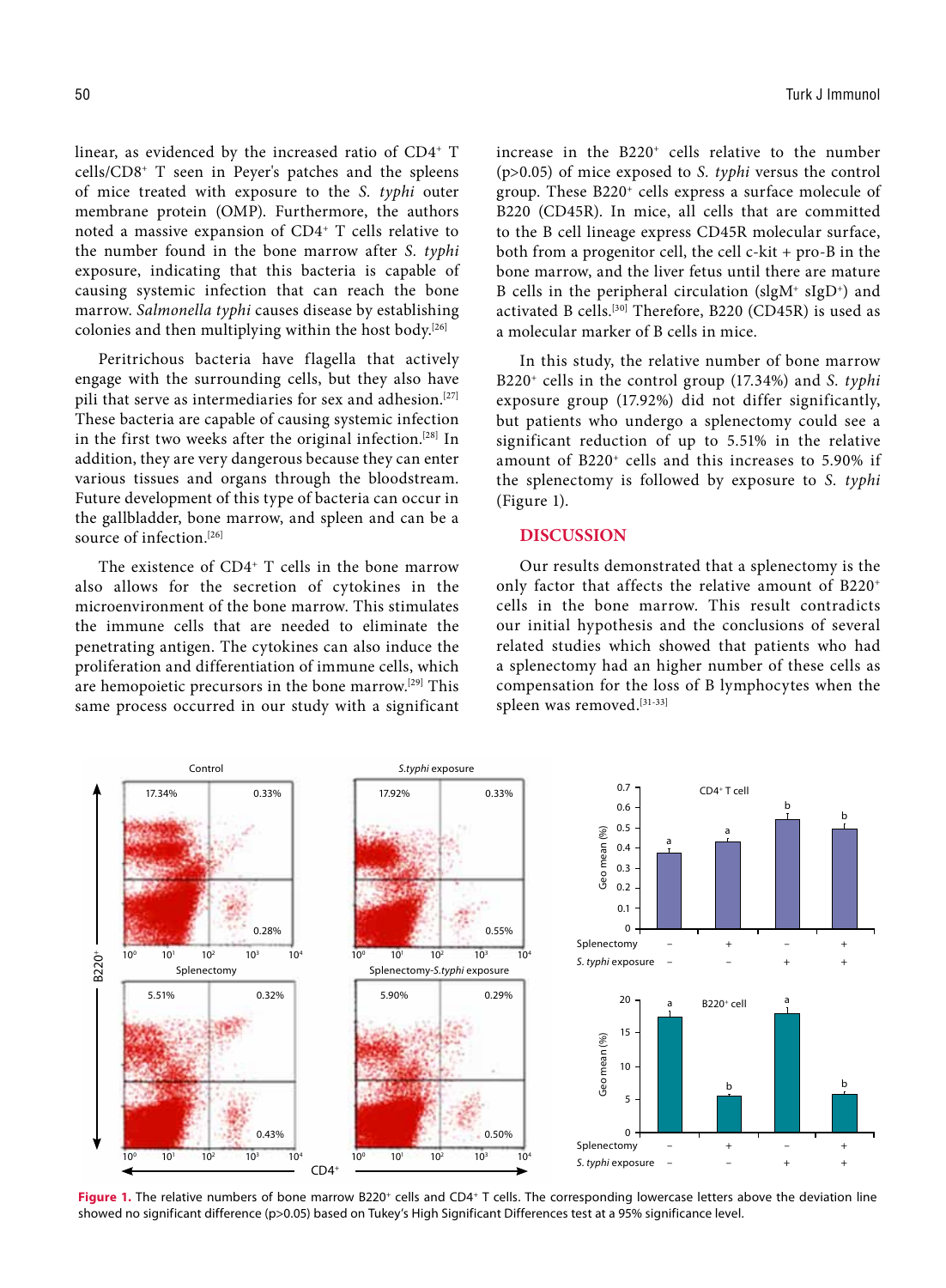linear, as evidenced by the increased ratio of CD4+ T cells/CD8+ T seen in Peyer's patches and the spleens of mice treated with exposure to the *S. typhi* outer membrane protein (OMP). Furthermore, the authors noted a massive expansion of CD4+ T cells relative to the number found in the bone marrow after *S. typhi* exposure, indicating that this bacteria is capable of causing systemic infection that can reach the bone marrow. *Salmonella typhi* causes disease by establishing colonies and then multiplying within the host body.[26]

Peritrichous bacteria have flagella that actively engage with the surrounding cells, but they also have pili that serve as intermediaries for sex and adhesion.[27] These bacteria are capable of causing systemic infection in the first two weeks after the original infection.[28] In addition, they are very dangerous because they can enter various tissues and organs through the bloodstream. Future development of this type of bacteria can occur in the gallbladder, bone marrow, and spleen and can be a source of infection.[26]

The existence of CD4+ T cells in the bone marrow also allows for the secretion of cytokines in the microenvironment of the bone marrow. This stimulates the immune cells that are needed to eliminate the penetrating antigen. The cytokines can also induce the proliferation and differentiation of immune cells, which are hemopoietic precursors in the bone marrow.[29] This same process occurred in our study with a significant increase in the B220+ cells relative to the number ($p>0.05$) of mice exposed to *S. typhi* versus the control group. These B220+ cells express a surface molecule of B220 (CD45R). In mice, all cells that are committed to the B cell lineage express CD45R molecular surface, both from a progenitor cell, the cell c-kit + pro-B in the bone marrow, and the liver fetus until there are mature B cells in the peripheral circulation (sIgM+ sIgD+) and activated B cells.[30] Therefore, B220 (CD45R) is used as a molecular marker of B cells in mice.

In this study, the relative number of bone marrow B220+ cells in the control group (17.34%) and *S. typhi* exposure group (17.92%) did not differ significantly, but patients who undergo a splenectomy could see a significant reduction of up to 5.51% in the relative amount of B220+ cells and this increases to 5.90% if the splenectomy is followed by exposure to *S. typhi* (Figure 1).

## DISCUSSION

Our results demonstrated that a splenectomy is the only factor that affects the relative amount of B220+ cells in the bone marrow. This result contradicts our initial hypothesis and the conclusions of several related studies which showed that patients who had a splenectomy had an higher number of these cells as compensation for the loss of B lymphocytes when the spleen was removed.[31-33]

**Figure 1.** The relative numbers of bone marrow B220+ cells and CD4+ T cells. The corresponding lowercase letters above the deviation line showed no significant difference ($p>0.05$) based on Tukey's High Significant Differences test at a 95% significance level.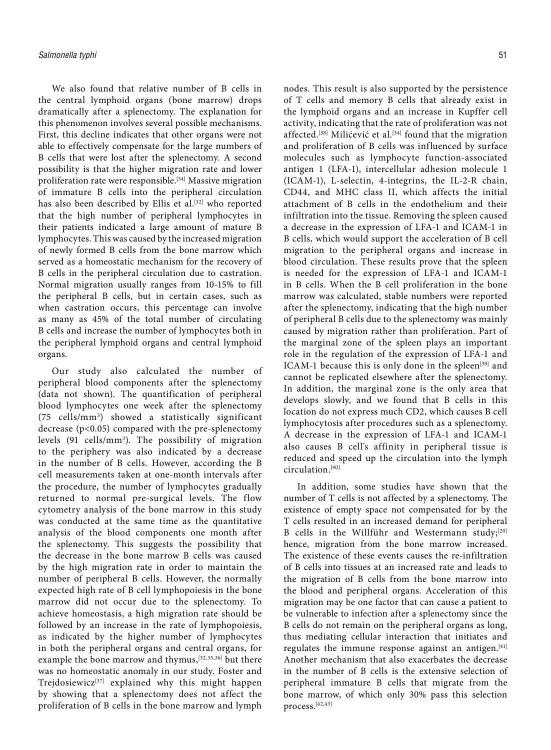We also found that relative number of B cells in the central lymphoid organs (bone marrow) drops dramatically after a splenectomy. The explanation for this phenomenon involves several possible mechanisms. First, this decline indicates that other organs were not able to effectively compensate for the large numbers of B cells that were lost after the splenectomy. A second possibility is that the higher migration rate and lower proliferation rate were responsible.[34] Massive migration of immature B cells into the peripheral circulation has also been described by Ellis et al.[32] who reported that the high number of peripheral lymphocytes in their patients indicated a large amount of mature B lymphocytes. This was caused by the increased migration of newly formed B cells from the bone marrow which served as a homeostatic mechanism for the recovery of B cells in the peripheral circulation due to castration. Normal migration usually ranges from 10-15% to fill the peripheral B cells, but in certain cases, such as when castration occurs, this percentage can involve as many as 45% of the total number of circulating B cells and increase the number of lymphocytes both in the peripheral lymphoid organs and central lymphoid organs.

Our study also calculated the number of peripheral blood components after the splenectomy (data not shown). The quantification of peripheral blood lymphocytes one week after the splenectomy (75 cells/mm$^3$) showed a statistically significant decrease ($p<0.05$) compared with the pre-splenectomy levels (91 cells/mm$^3$). The possibility of migration to the periphery was also indicated by a decrease in the number of B cells. However, according the B cell measurements taken at one-month intervals after the procedure, the number of lymphocytes gradually returned to normal pre-surgical levels. The flow cytometry analysis of the bone marrow in this study was conducted at the same time as the quantitative analysis of the blood components one month after the splenectomy. This suggests the possibility that the decrease in the bone marrow B cells was caused by the high migration rate in order to maintain the number of peripheral B cells. However, the normally expected high rate of B cell lymphopoiesis in the bone marrow did not occur due to the splenectomy. To achieve homeostasis, a high migration rate should be followed by an increase in the rate of lymphopoiesis, as indicated by the higher number of lymphocytes in both the peripheral organs and central organs, for example the bone marrow and thymus,[32,35,36] but there was no homeostatic anomaly in our study. Foster and Trejdosiewicz[37] explained why this might happen by showing that a splenectomy does not affect the proliferation of B cells in the bone marrow and lymph nodes. This result is also supported by the persistence of T cells and memory B cells that already exist in the lymphoid organs and an increase in Kupffer cell activity, indicating that the rate of proliferation was not affected.[38] Milićević et al.[34] found that the migration and proliferation of B cells was influenced by surface molecules such as lymphocyte function-associated antigen 1 (LFA-1), intercellular adhesion molecule 1 (ICAM-1), L-selectin, 4-integrins, the IL-2-R chain, CD44, and MHC class II, which affects the initial attachment of B cells in the endothelium and their infiltration into the tissue. Removing the spleen caused a decrease in the expression of LFA-1 and ICAM-1 in B cells, which would support the acceleration of B cell migration to the peripheral organs and increase in blood circulation. These results prove that the spleen is needed for the expression of LFA-1 and ICAM-1 in B cells. When the B cell proliferation in the bone marrow was calculated, stable numbers were reported after the splenectomy, indicating that the high number of peripheral B cells due to the splenectomy was mainly caused by migration rather than proliferation. Part of the marginal zone of the spleen plays an important role in the regulation of the expression of LFA-1 and ICAM-1 because this is only done in the spleen[39] and cannot be replicated elsewhere after the splenectomy. In addition, the marginal zone is the only area that develops slowly, and we found that B cells in this location do not express much CD2, which causes B cell lymphocytosis after procedures such as a splenectomy. A decrease in the expression of LFA-1 and ICAM-1 also causes B cell's affinity in peripheral tissue is reduced and speed up the circulation into the lymph circulation.[40]

In addition, some studies have shown that the number of T cells is not affected by a splenectomy. The existence of empty space not compensated for by the T cells resulted in an increased demand for peripheral B cells in the Willführ and Westermann study;[20] hence, migration from the bone marrow increased. The existence of these events causes the re-infiltration of B cells into tissues at an increased rate and leads to the migration of B cells from the bone marrow into the blood and peripheral organs. Acceleration of this migration may be one factor that can cause a patient to be vulnerable to infection after a splenectomy since the B cells do not remain on the peripheral organs as long, thus mediating cellular interaction that initiates and regulates the immune response against an antigen.[41] Another mechanism that also exacerbates the decrease in the number of B cells is the extensive selection of peripheral immature B cells that migrate from the bone marrow, of which only 30% pass this selection process.[42,43]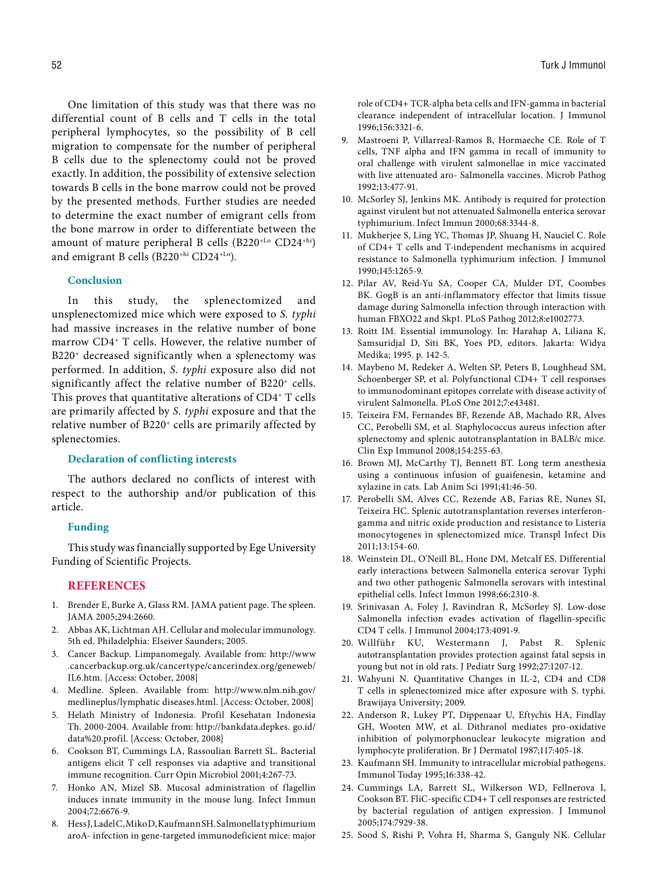One limitation of this study was that there was no differential count of B cells and T cells in the total peripheral lymphocytes, so the possibility of B cell migration to compensate for the number of peripheral B cells due to the splenectomy could not be proved exactly. In addition, the possibility of extensive selection towards B cells in the bone marrow could not be proved by the presented methods. Further studies are needed to determine the exact number of emigrant cells from the bone marrow in order to differentiate between the amount of mature peripheral B cells ($B220^{+Lo}$ $CD24^{+hi}$) and emigrant B cells ($B220^{+hi}$ $CD24^{+Lo}$).

## Conclusion

In this study, the splenectomized and unsplenectomized mice which were exposed to *S. typhi* had massive increases in the relative number of bone marrow $CD4^{+}$ T cells. However, the relative number of $B220^{+}$ decreased significantly when a splenectomy was performed. In addition, *S. typhi* exposure also did not significantly affect the relative number of $B220^{+}$ cells. This proves that quantitative alterations of $CD4^{+}$ T cells are primarily affected by *S. typhi* exposure and that the relative number of $B220^{+}$ cells are primarily affected by splenectomies.

## Declaration of conflicting interests

The authors declared no conflicts of interest with respect to the authorship and/or publication of this article.

## Funding

This study was financially supported by Ege University Funding of Scientific Projects.

## REFERENCES

1. Brender E, Burke A, Glass RM. JAMA patient page. The spleen. JAMA 2005;294:2660.
2. Abbas AK, Lichtman AH. Cellular and molecular immunology. 5th ed. Philadelphia: Elseiver Saunders; 2005.
3. Cancer Backup. Limpanomegaly. Available from: http://www.cancerbackup.org.uk/cancertype/cancerindex.org/geneweb/IL6.htm. [Access: October, 2008]
4. Medline. Spleen. Available from: http://www.nlm.nih.gov/medlineplus/lymphatic diseases.html. [Access: October, 2008]
5. Helath Ministry of Indonesia. Profil Kesehatan Indonesia Th. 2000-2004. Available from: http://bankdata.depkes. go.id/data%20.profil. [Access: October, 2008]
6. Cookson BT, Cummings LA, Rassoulian Barrett SL. Bacterial antigens elicit T cell responses via adaptive and transitional immune recognition. Curr Opin Microbiol 2001;4:267-73.
7. Honko AN, Mizel SB. Mucosal administration of flagellin induces innate immunity in the mouse lung. Infect Immun 2004;72:6676-9.
8. Hess J, Ladel C, Miko D, Kaufmann SH. Salmonella typhimurium aroA- infection in gene-targeted immunodeficient mice: major role of CD4+ TCR-alpha beta cells and IFN-gamma in bacterial clearance independent of intracellular location. J Immunol 1996;156:3321-6.
9. Mastroeni P, Villarreal-Ramos B, Hormaeche CE. Role of T cells, TNF alpha and IFN gamma in recall of immunity to oral challenge with virulent salmonellae in mice vaccinated with live attenuated aro- Salmonella vaccines. Microb Pathog 1992;13:477-91.
10. McSorley SJ, Jenkins MK. Antibody is required for protection against virulent but not attenuated Salmonella enterica serovar typhimurium. Infect Immun 2000;68:3344-8.
11. Mukherjee S, Ling YC, Thomas JP, Shuang H, Nauciel C. Role of CD4+ T cells and T-independent mechanisms in acquired resistance to Salmonella typhimurium infection. J Immunol 1990;145:1265-9.
12. Pilar AV, Reid-Yu SA, Cooper CA, Mulder DT, Coombes BK. GogB is an anti-inflammatory effector that limits tissue damage during Salmonella infection through interaction with human FBXO22 and Skp1. PLoS Pathog 2012;8:e1002773.
13. Roitt IM. Essential immunology. In: Harahap A, Liliana K, Samsuridjal D, Siti BK, Yoes PD, editors. Jakarta: Widya Medika; 1995. p. 142-5.
14. Maybeno M, Redeker A, Welten SP, Peters B, Loughhead SM, Schoenberger SP, et al. Polyfunctional CD4+ T cell responses to immunodominant epitopes correlate with disease activity of virulent Salmonella. PLoS One 2012;7:e43481.
15. Teixeira FM, Fernandes BF, Rezende AB, Machado RR, Alves CC, Perobelli SM, et al. Staphylococcus aureus infection after splenectomy and splenic autotransplantation in BALB/c mice. Clin Exp Immunol 2008;154:255-63.
16. Brown MJ, McCarthy TJ, Bennett BT. Long term anesthesia using a continuous infusion of guaifenesin, ketamine and xylazine in cats. Lab Anim Sci 1991;41:46-50.
17. Perobelli SM, Alves CC, Rezende AB, Farias RE, Nunes SI, Teixeira HC. Splenic autotransplantation reverses interferon-gamma and nitric oxide production and resistance to Listeria monocytogenes in splenectomized mice. Transpl Infect Dis 2011;13:154-60.
18. Weinstein DL, O'Neill BL, Hone DM, Metcalf ES. Differential early interactions between Salmonella enterica serovar Typhi and two other pathogenic Salmonella serovars with intestinal epithelial cells. Infect Immun 1998;66:2310-8.
19. Srinivasan A, Foley J, Ravindran R, McSorley SJ. Low-dose Salmonella infection evades activation of flagellin-specific CD4 T cells. J Immunol 2004;173:4091-9.
20. Willführ KU, Westermann J, Pabst R. Splenic autotransplantation provides protection against fatal sepsis in young but not in old rats. J Pediatr Surg 1992;27:1207-12.
21. Wahyuni N. Quantitative Changes in IL-2, CD4 and CD8 T cells in splenectomized mice after exposure with S. typhi. Brawijaya University; 2009.
22. Anderson R, Lukey PT, Dippenaar U, Eftychis HA, Findlay GH, Wooten MW, et al. Dithranol mediates pro-oxidative inhibition of polymorphonuclear leukocyte migration and lymphocyte proliferation. Br J Dermatol 1987;117:405-18.
23. Kaufmann SH. Immunity to intracellular microbial pathogens. Immunol Today 1995;16:338-42.
24. Cummings LA, Barrett SL, Wilkerson WD, Fellnerova I, Cookson BT. FliC-specific CD4+ T cell responses are restricted by bacterial regulation of antigen expression. J Immunol 2005;174:7929-38.
25. Sood S, Rishi P, Vohra H, Sharma S, Ganguly NK. Cellular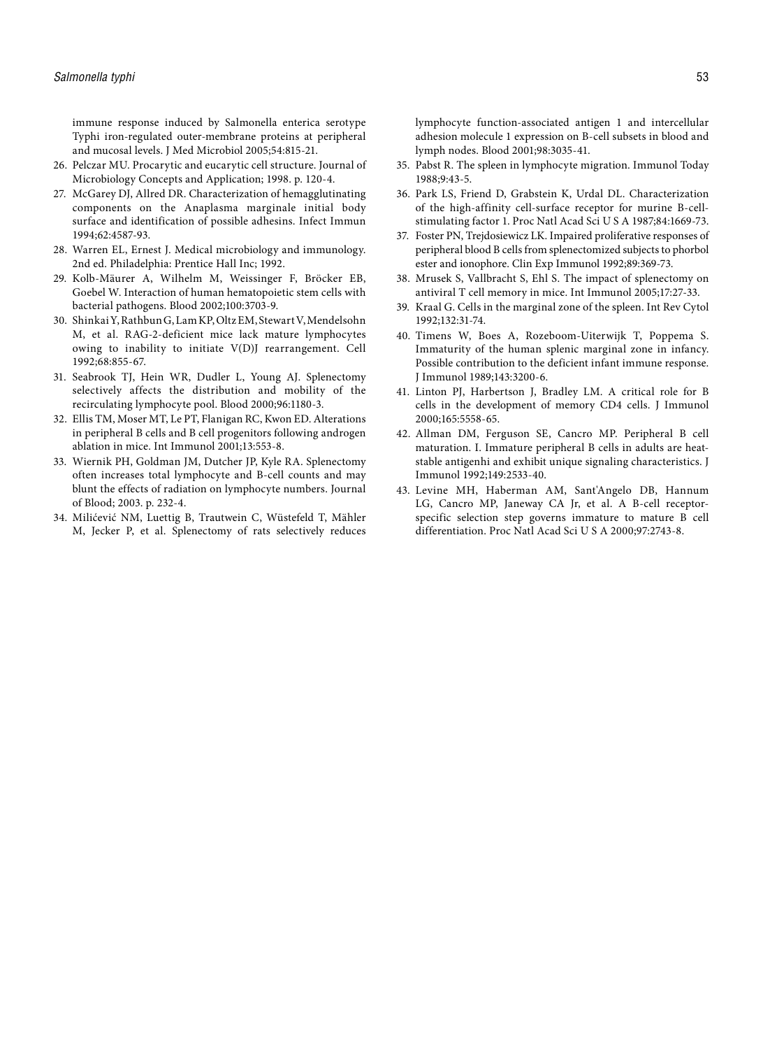immune response induced by Salmonella enterica serotype Typhi iron-regulated outer-membrane proteins at peripheral and mucosal levels. J Med Microbiol 2005;54:815-21.

26. Pelczar MU. Procarytic and eucarytic cell structure. Journal of Microbiology Concepts and Application; 1998. p. 120-4.
27. McGarey DJ, Allred DR. Characterization of hemagglutinating components on the Anaplasma marginale initial body surface and identification of possible adhesins. Infect Immun 1994;62:4587-93.
28. Warren EL, Ernest J. Medical microbiology and immunology. 2nd ed. Philadelphia: Prentice Hall Inc; 1992.
29. Kolb-Mäurer A, Wilhelm M, Weissinger F, Bröcker EB, Goebel W. Interaction of human hematopoietic stem cells with bacterial pathogens. Blood 2002;100:3703-9.
30. Shinkai Y, Rathbun G, Lam KP, Oltz EM, Stewart V, Mendelsohn M, et al. RAG-2-deficient mice lack mature lymphocytes owing to inability to initiate V(D)J rearrangement. Cell 1992;68:855-67.
31. Seabrook TJ, Hein WR, Dudler L, Young AJ. Splenectomy selectively affects the distribution and mobility of the recirculating lymphocyte pool. Blood 2000;96:1180-3.
32. Ellis TM, Moser MT, Le PT, Flanigan RC, Kwon ED. Alterations in peripheral B cells and B cell progenitors following androgen ablation in mice. Int Immunol 2001;13:553-8.
33. Wiernik PH, Goldman JM, Dutcher JP, Kyle RA. Splenectomy often increases total lymphocyte and B-cell counts and may blunt the effects of radiation on lymphocyte numbers. Journal of Blood; 2003. p. 232-4.
34. Milićević NM, Luettig B, Trautwein C, Wüstefeld T, Mähler M, Jecker P, et al. Splenectomy of rats selectively reduces lymphocyte function-associated antigen 1 and intercellular adhesion molecule 1 expression on B-cell subsets in blood and lymph nodes. Blood 2001;98:3035-41.
35. Pabst R. The spleen in lymphocyte migration. Immunol Today 1988;9:43-5.
36. Park LS, Friend D, Grabstein K, Urdal DL. Characterization of the high-affinity cell-surface receptor for murine B-cell-stimulating factor 1. Proc Natl Acad Sci U S A 1987;84:1669-73.
37. Foster PN, Trejdosiewicz LK. Impaired proliferative responses of peripheral blood B cells from splenectomized subjects to phorbol ester and ionophore. Clin Exp Immunol 1992;89:369-73.
38. Mrusek S, Vallbracht S, Ehl S. The impact of splenectomy on antiviral T cell memory in mice. Int Immunol 2005;17:27-33.
39. Kraal G. Cells in the marginal zone of the spleen. Int Rev Cytol 1992;132:31-74.
40. Timens W, Boes A, Rozeboom-Uiterwijk T, Poppema S. Immaturity of the human splenic marginal zone in infancy. Possible contribution to the deficient infant immune response. J Immunol 1989;143:3200-6.
41. Linton PJ, Harbertson J, Bradley LM. A critical role for B cells in the development of memory CD4 cells. J Immunol 2000;165:5558-65.
42. Allman DM, Ferguson SE, Cancro MP. Peripheral B cell maturation. I. Immature peripheral B cells in adults are heat-stable antigenhi and exhibit unique signaling characteristics. J Immunol 1992;149:2533-40.
43. Levine MH, Haberman AM, Sant'Angelo DB, Hannum LG, Cancro MP, Janeway CA Jr, et al. A B-cell receptor-specific selection step governs immature to mature B cell differentiation. Proc Natl Acad Sci U S A 2000;97:2743-8.